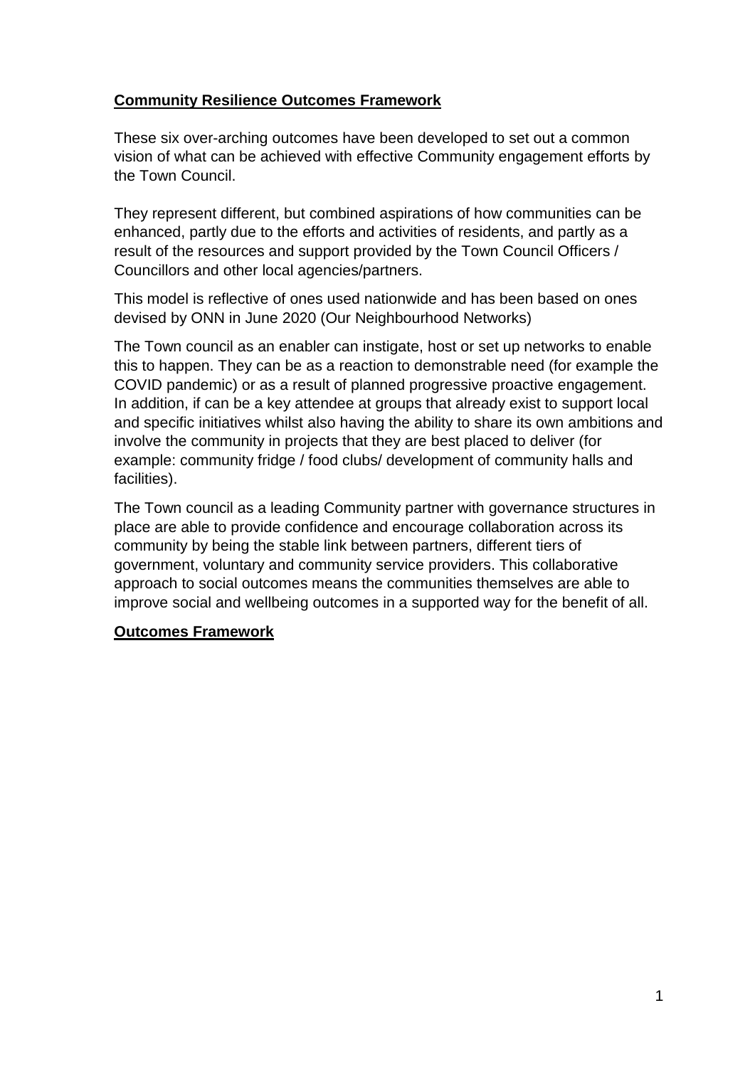# **Community Resilience Outcomes Framework**

These six over-arching outcomes have been developed to set out a common vision of what can be achieved with effective Community engagement efforts by the Town Council.

They represent different, but combined aspirations of how communities can be enhanced, partly due to the efforts and activities of residents, and partly as a result of the resources and support provided by the Town Council Officers / Councillors and other local agencies/partners.

This model is reflective of ones used nationwide and has been based on ones devised by ONN in June 2020 (Our Neighbourhood Networks)

The Town council as an enabler can instigate, host or set up networks to enable this to happen. They can be as a reaction to demonstrable need (for example the COVID pandemic) or as a result of planned progressive proactive engagement. In addition, if can be a key attendee at groups that already exist to support local and specific initiatives whilst also having the ability to share its own ambitions and involve the community in projects that they are best placed to deliver (for example: community fridge / food clubs/ development of community halls and facilities).

The Town council as a leading Community partner with governance structures in place are able to provide confidence and encourage collaboration across its community by being the stable link between partners, different tiers of government, voluntary and community service providers. This collaborative approach to social outcomes means the communities themselves are able to improve social and wellbeing outcomes in a supported way for the benefit of all.

## **Outcomes Framework**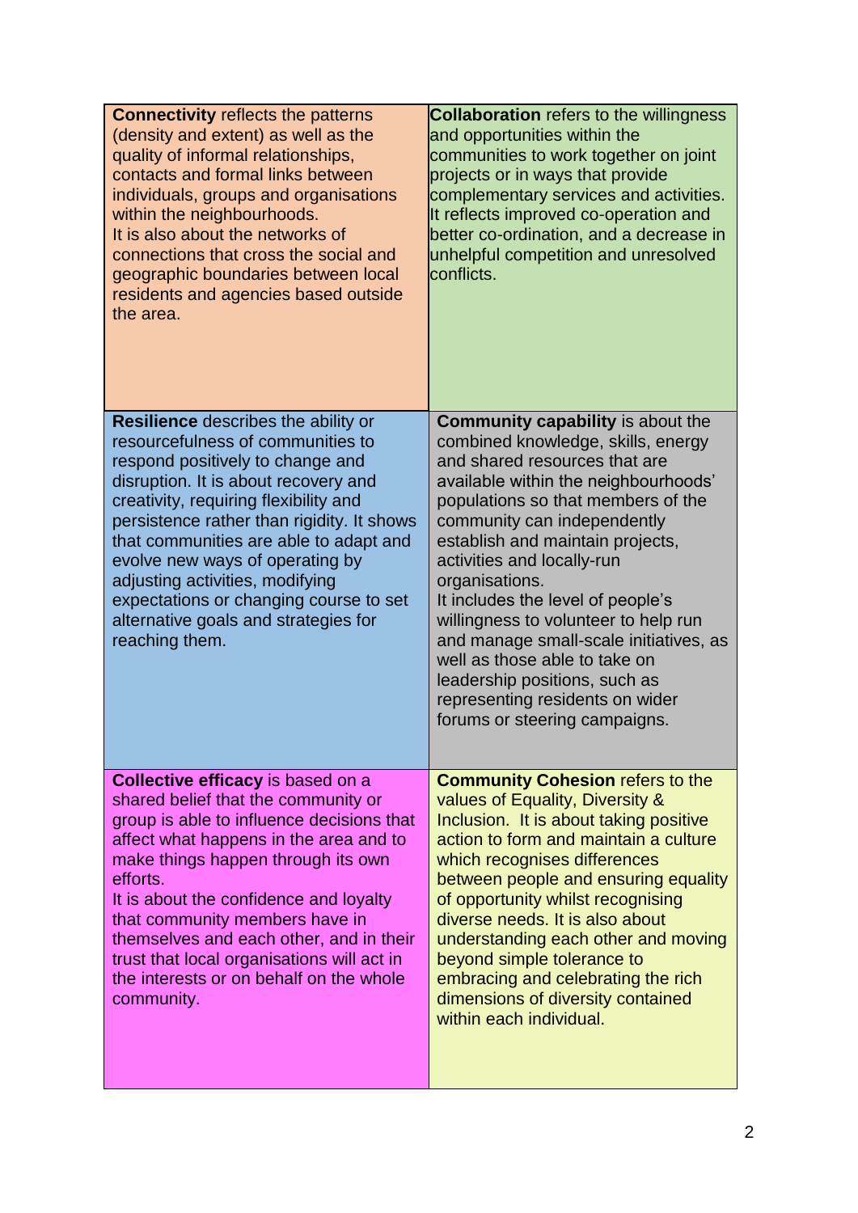| | |
|---|---|
| **Connectivity** reflects the patterns (density and extent) as well as the quality of informal relationships, contacts and formal links between individuals, groups and organisations within the neighbourhoods.<br>It is also about the networks of connections that cross the social and geographic boundaries between local residents and agencies based outside the area. | **Collaboration** refers to the willingness and opportunities within the communities to work together on joint projects or in ways that provide complementary services and activities. It reflects improved co-operation and better co-ordination, and a decrease in unhelpful competition and unresolved conflicts. |
| **Resilience** describes the ability or resourcefulness of communities to respond positively to change and disruption. It is about recovery and creativity, requiring flexibility and persistence rather than rigidity. It shows that communities are able to adapt and evolve new ways of operating by adjusting activities, modifying expectations or changing course to set alternative goals and strategies for reaching them. | **Community capability** is about the combined knowledge, skills, energy and shared resources that are available within the neighbourhoods' populations so that members of the community can independently establish and maintain projects, activities and locally-run organisations.<br>It includes the level of people's willingness to volunteer to help run and manage small-scale initiatives, as well as those able to take on leadership positions, such as representing residents on wider forums or steering campaigns. |
| **Collective efficacy** is based on a shared belief that the community or group is able to influence decisions that affect what happens in the area and to make things happen through its own efforts.<br>It is about the confidence and loyalty that community members have in themselves and each other, and in their trust that local organisations will act in the interests or on behalf on the whole community. | **Community Cohesion** refers to the values of Equality, Diversity & Inclusion. It is about taking positive action to form and maintain a culture which recognises differences between people and ensuring equality of opportunity whilst recognising diverse needs. It is also about understanding each other and moving beyond simple tolerance to embracing and celebrating the rich dimensions of diversity contained within each individual. |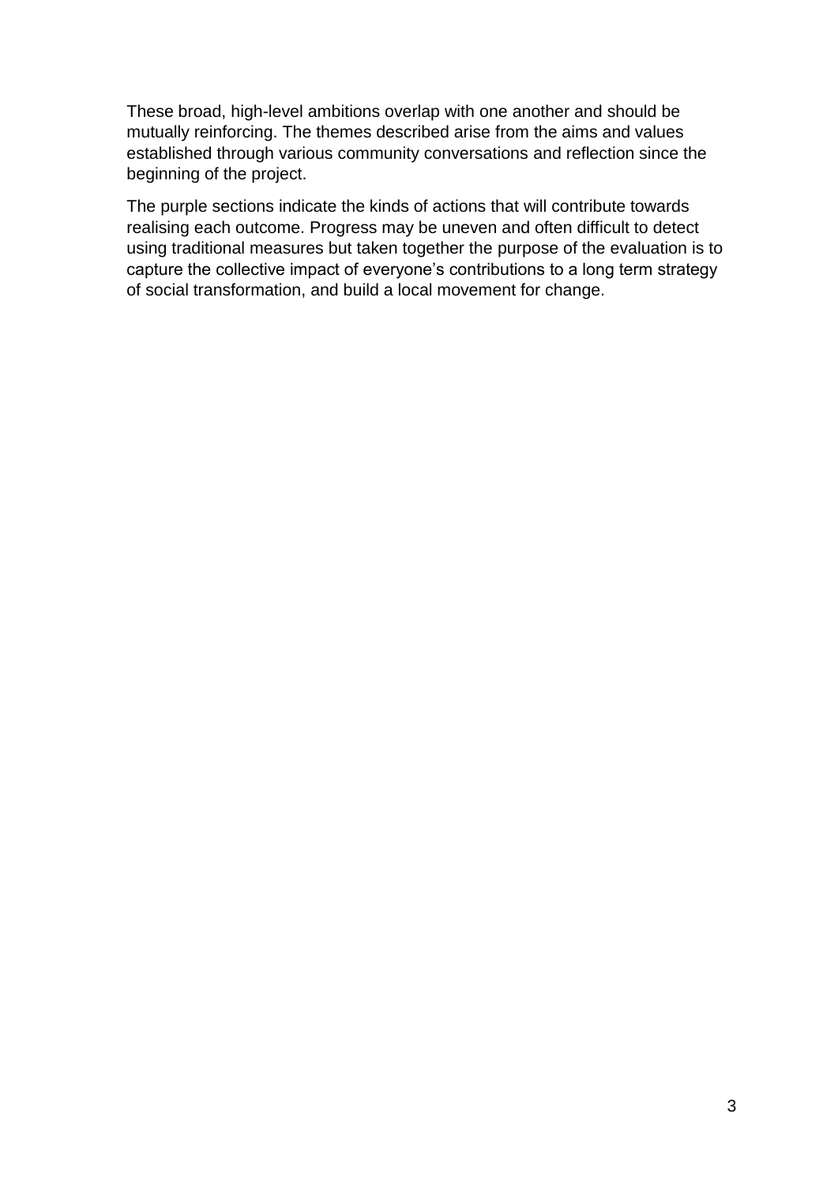These broad, high-level ambitions overlap with one another and should be mutually reinforcing. The themes described arise from the aims and values established through various community conversations and reflection since the beginning of the project.

The purple sections indicate the kinds of actions that will contribute towards realising each outcome. Progress may be uneven and often difficult to detect using traditional measures but taken together the purpose of the evaluation is to capture the collective impact of everyone's contributions to a long term strategy of social transformation, and build a local movement for change.